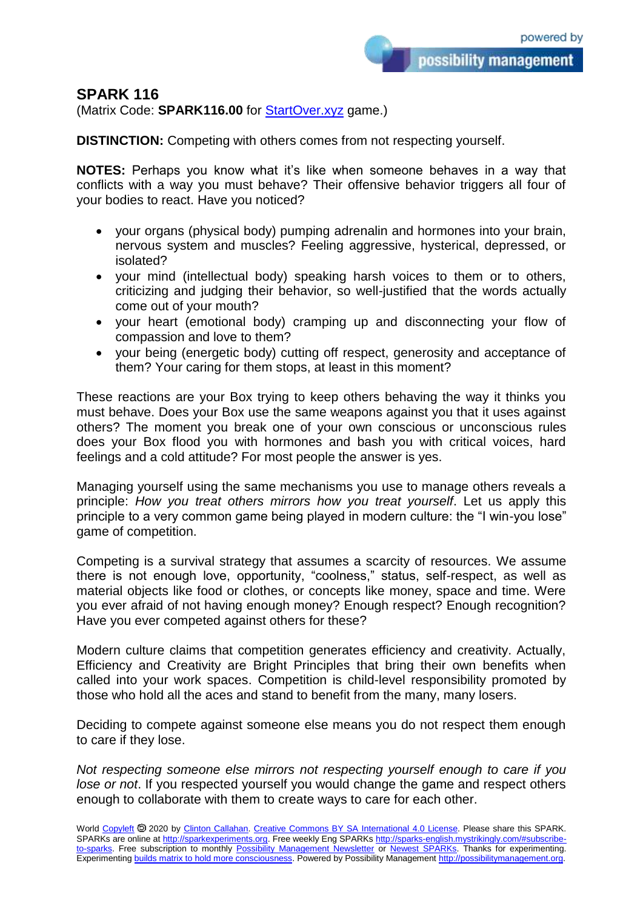# SPARK 116

(Matrix Code: **SPARK116.00** for StartOver.xyz game.)

**DISTINCTION:** Competing with others comes from not respecting yourself.

**NOTES:** Perhaps you know what it's like when someone behaves in a way that conflicts with a way you must behave? Their offensive behavior triggers all four of your bodies to react. Have you noticed?

- your organs (physical body) pumping adrenalin and hormones into your brain, nervous system and muscles? Feeling aggressive, hysterical, depressed, or isolated?
- your mind (intellectual body) speaking harsh voices to them or to others, criticizing and judging their behavior, so well-justified that the words actually come out of your mouth?
- your heart (emotional body) cramping up and disconnecting your flow of compassion and love to them?
- your being (energetic body) cutting off respect, generosity and acceptance of them? Your caring for them stops, at least in this moment?

These reactions are your Box trying to keep others behaving the way it thinks you must behave. Does your Box use the same weapons against you that it uses against others? The moment you break one of your own conscious or unconscious rules does your Box flood you with hormones and bash you with critical voices, hard feelings and a cold attitude? For most people the answer is yes.

Managing yourself using the same mechanisms you use to manage others reveals a principle: *How you treat others mirrors how you treat yourself*. Let us apply this principle to a very common game being played in modern culture: the "I win-you lose" game of competition.

Competing is a survival strategy that assumes a scarcity of resources. We assume there is not enough love, opportunity, "coolness," status, self-respect, as well as material objects like food or clothes, or concepts like money, space and time. Were you ever afraid of not having enough money? Enough respect? Enough recognition? Have you ever competed against others for these?

Modern culture claims that competition generates efficiency and creativity. Actually, Efficiency and Creativity are Bright Principles that bring their own benefits when called into your work spaces. Competition is child-level responsibility promoted by those who hold all the aces and stand to benefit from the many, many losers.

Deciding to compete against someone else means you do not respect them enough to care if they lose.

*Not respecting someone else mirrors not respecting yourself enough to care if you lose or not*. If you respected yourself you would change the game and respect others enough to collaborate with them to create ways to care for each other.

World Copyleft 🄯 2020 by Clinton Callahan. Creative Commons BY SA International 4.0 License. Please share this SPARK. SPARKs are online at http://sparkexperiments.org. Free weekly Eng SPARKs http://sparks-english.mystrikingly.com/#subscribe-to-sparks. Free subscription to monthly Possibility Management Newsletter or Newest SPARKs. Thanks for experimenting. Experimenting builds matrix to hold more consciousness. Powered by Possibility Management http://possibilitymanagement.org.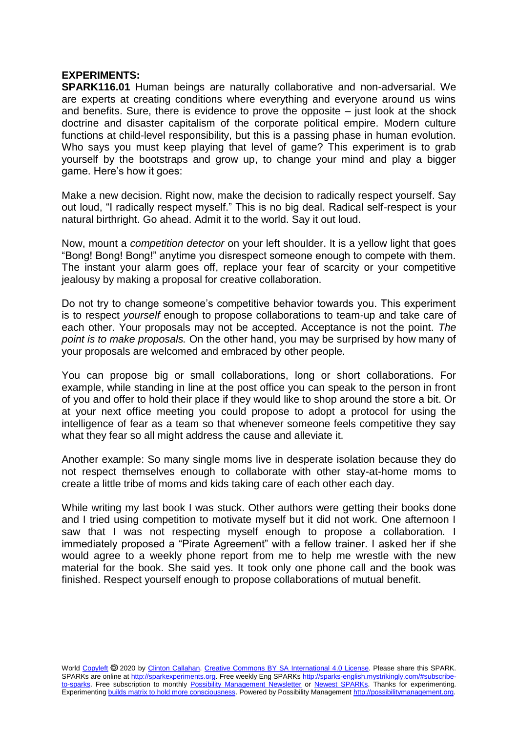**EXPERIMENTS:**

**SPARK116.01** Human beings are naturally collaborative and non-adversarial. We are experts at creating conditions where everything and everyone around us wins and benefits. Sure, there is evidence to prove the opposite – just look at the shock doctrine and disaster capitalism of the corporate political empire. Modern culture functions at child-level responsibility, but this is a passing phase in human evolution. Who says you must keep playing that level of game? This experiment is to grab yourself by the bootstraps and grow up, to change your mind and play a bigger game. Here's how it goes:

Make a new decision. Right now, make the decision to radically respect yourself. Say out loud, "I radically respect myself." This is no big deal. Radical self-respect is your natural birthright. Go ahead. Admit it to the world. Say it out loud.

Now, mount a *competition detector* on your left shoulder. It is a yellow light that goes "Bong! Bong! Bong!" anytime you disrespect someone enough to compete with them. The instant your alarm goes off, replace your fear of scarcity or your competitive jealousy by making a proposal for creative collaboration.

Do not try to change someone's competitive behavior towards you. This experiment is to respect *yourself* enough to propose collaborations to team-up and take care of each other. Your proposals may not be accepted. Acceptance is not the point. *The point is to make proposals.* On the other hand, you may be surprised by how many of your proposals are welcomed and embraced by other people.

You can propose big or small collaborations, long or short collaborations. For example, while standing in line at the post office you can speak to the person in front of you and offer to hold their place if they would like to shop around the store a bit. Or at your next office meeting you could propose to adopt a protocol for using the intelligence of fear as a team so that whenever someone feels competitive they say what they fear so all might address the cause and alleviate it.

Another example: So many single moms live in desperate isolation because they do not respect themselves enough to collaborate with other stay-at-home moms to create a little tribe of moms and kids taking care of each other each day.

While writing my last book I was stuck. Other authors were getting their books done and I tried using competition to motivate myself but it did not work. One afternoon I saw that I was not respecting myself enough to propose a collaboration. I immediately proposed a "Pirate Agreement" with a fellow trainer. I asked her if she would agree to a weekly phone report from me to help me wrestle with the new material for the book. She said yes. It took only one phone call and the book was finished. Respect yourself enough to propose collaborations of mutual benefit.

World Copyleft 🄯 2020 by Clinton Callahan. Creative Commons BY SA International 4.0 License. Please share this SPARK. SPARKs are online at http://sparkexperiments.org. Free weekly Eng SPARKs http://sparks-english.mystrikingly.com/#subscribe-to-sparks. Free subscription to monthly Possibility Management Newsletter or Newest SPARKs. Thanks for experimenting. Experimenting builds matrix to hold more consciousness. Powered by Possibility Management http://possibilitymanagement.org.